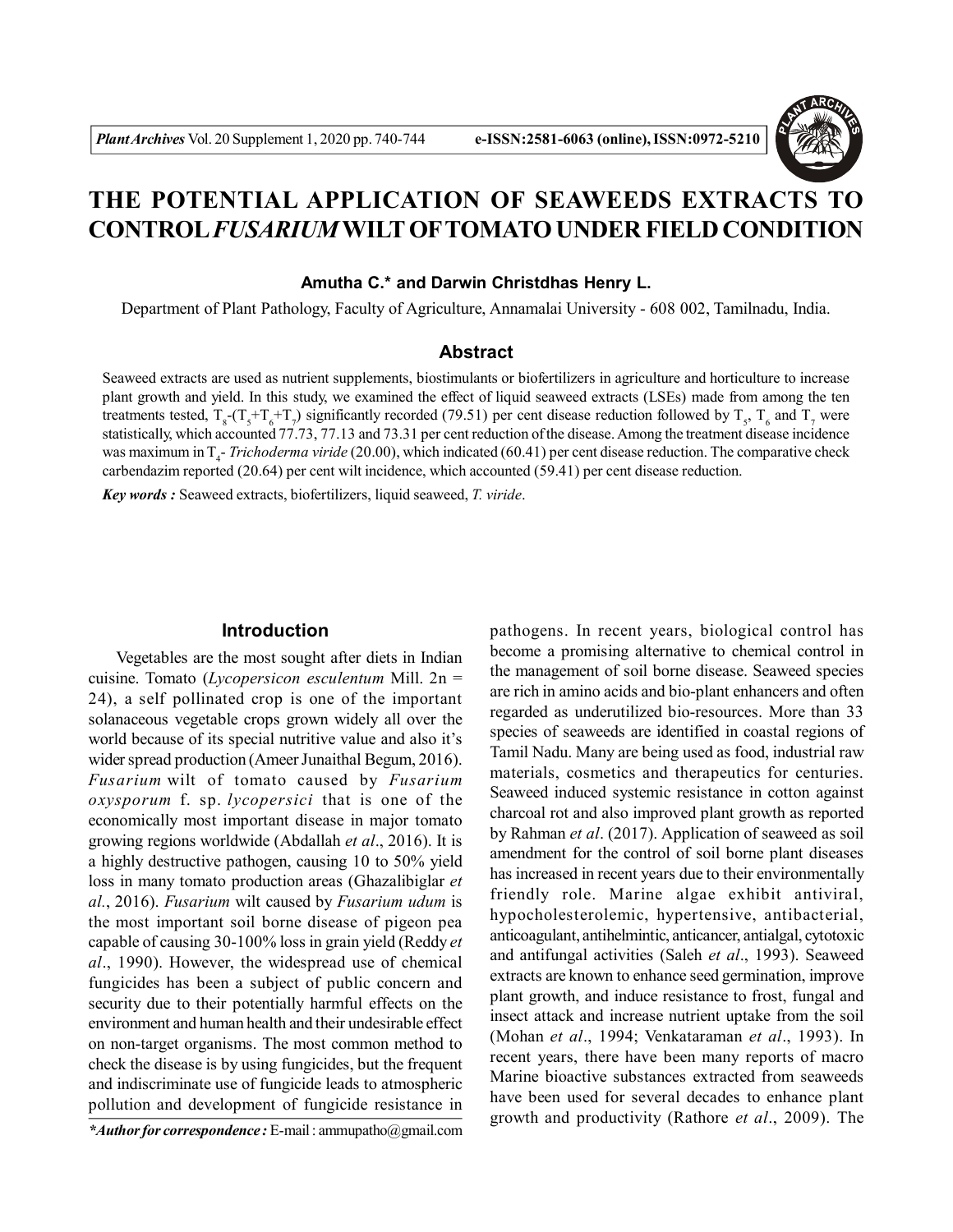# THE POTENTIAL APPLICATION OF SEAWEEDS EXTRACTS TO CONTROL *FUSARIUM* WILT OF TOMATO UNDER FIELD CONDITION

**Amutha C.\* and Darwin Christdhas Henry L.**

Department of Plant Pathology, Faculty of Agriculture, Annamalai University - 608 002, Tamilnadu, India.

## Abstract

Seaweed extracts are used as nutrient supplements, biostimulants or biofertilizers in agriculture and horticulture to increase plant growth and yield. In this study, we examined the effect of liquid seaweed extracts (LSEs) made from among the ten treatments tested, $T_8$-($T_5$+$T_6$+$T_7$) significantly recorded (79.51) per cent disease reduction followed by $T_5$, $T_6$ and $T_7$ were statistically, which accounted 77.73, 77.13 and 73.31 per cent reduction of the disease. Among the treatment disease incidence was maximum in $T_4$- *Trichoderma viride* (20.00), which indicated (60.41) per cent disease reduction. The comparative check carbendazim reported (20.64) per cent wilt incidence, which accounted (59.41) per cent disease reduction.

***Key words :*** Seaweed extracts, biofertilizers, liquid seaweed, *T. viride*.

## Introduction

Vegetables are the most sought after diets in Indian cuisine. Tomato (*Lycopersicon esculentum* Mill. 2n = 24), a self pollinated crop is one of the important solanaceous vegetable crops grown widely all over the world because of its special nutritive value and also it's wider spread production (Ameer Junaithal Begum, 2016). *Fusarium* wilt of tomato caused by *Fusarium oxysporum* f. sp. *lycopersici* that is one of the economically most important disease in major tomato growing regions worldwide (Abdallah *et al*., 2016). It is a highly destructive pathogen, causing 10 to 50% yield loss in many tomato production areas (Ghazalibiglar *et al.*, 2016). *Fusarium* wilt caused by *Fusarium udum* is the most important soil borne disease of pigeon pea capable of causing 30-100% loss in grain yield (Reddy *et al*., 1990). However, the widespread use of chemical fungicides has been a subject of public concern and security due to their potentially harmful effects on the environment and human health and their undesirable effect on non-target organisms. The most common method to check the disease is by using fungicides, but the frequent and indiscriminate use of fungicide leads to atmospheric pollution and development of fungicide resistance in pathogens. In recent years, biological control has become a promising alternative to chemical control in the management of soil borne disease. Seaweed species are rich in amino acids and bio-plant enhancers and often regarded as underutilized bio-resources. More than 33 species of seaweeds are identified in coastal regions of Tamil Nadu. Many are being used as food, industrial raw materials, cosmetics and therapeutics for centuries. Seaweed induced systemic resistance in cotton against charcoal rot and also improved plant growth as reported by Rahman *et al*. (2017). Application of seaweed as soil amendment for the control of soil borne plant diseases has increased in recent years due to their environmentally friendly role. Marine algae exhibit antiviral, hypocholesterolemic, hypertensive, antibacterial, anticoagulant, antihelmintic, anticancer, antialgal, cytotoxic and antifungal activities (Saleh *et al*., 1993). Seaweed extracts are known to enhance seed germination, improve plant growth, and induce resistance to frost, fungal and insect attack and increase nutrient uptake from the soil (Mohan *et al*., 1994; Venkataraman *et al*., 1993). In recent years, there have been many reports of macro Marine bioactive substances extracted from seaweeds have been used for several decades to enhance plant growth and productivity (Rathore *et al*., 2009). The

***\*Author for correspondence :*** E-mail : ammupatho@gmail.com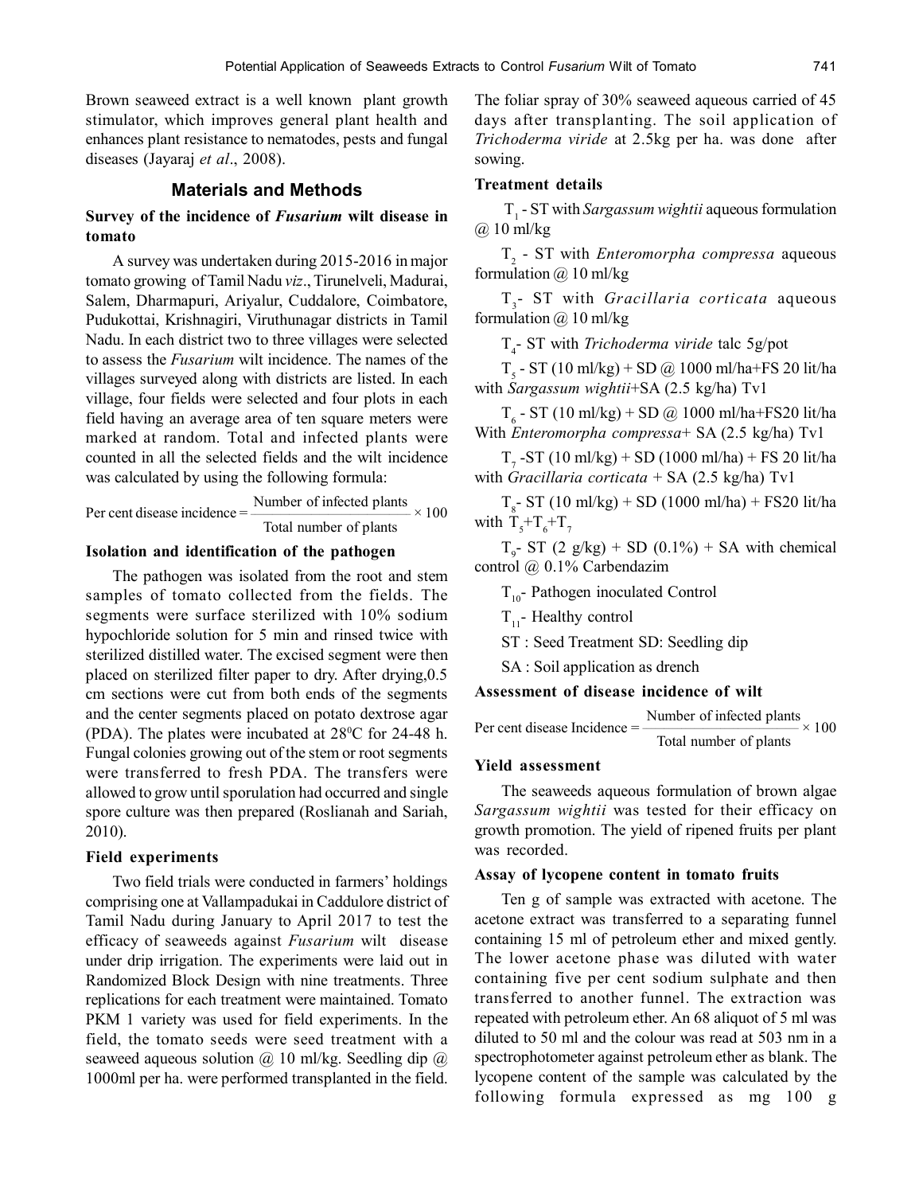Brown seaweed extract is a well known plant growth stimulator, which improves general plant health and enhances plant resistance to nematodes, pests and fungal diseases (Jayaraj *et al*., 2008).

## Materials and Methods

### Survey of the incidence of *Fusarium* wilt disease in tomato

A survey was undertaken during 2015-2016 in major tomato growing of Tamil Nadu *viz*., Tirunelveli, Madurai, Salem, Dharmapuri, Ariyalur, Cuddalore, Coimbatore, Pudukottai, Krishnagiri, Viruthunagar districts in Tamil Nadu. In each district two to three villages were selected to assess the *Fusarium* wilt incidence. The names of the villages surveyed along with districts are listed. In each village, four fields were selected and four plots in each field having an average area of ten square meters were marked at random. Total and infected plants were counted in all the selected fields and the wilt incidence was calculated by using the following formula:

$$\text{Per cent disease incidence} = \frac{\text{Number of infected plants}}{\text{Total number of plants}} \times 100$$

### Isolation and identification of the pathogen

The pathogen was isolated from the root and stem samples of tomato collected from the fields. The segments were surface sterilized with 10% sodium hypochloride solution for 5 min and rinsed twice with sterilized distilled water. The excised segment were then placed on sterilized filter paper to dry. After drying,0.5 cm sections were cut from both ends of the segments and the center segments placed on potato dextrose agar (PDA). The plates were incubated at $28^0$C for 24-48 h. Fungal colonies growing out of the stem or root segments were transferred to fresh PDA. The transfers were allowed to grow until sporulation had occurred and single spore culture was then prepared (Roslianah and Sariah, 2010).

### Field experiments

Two field trials were conducted in farmers' holdings comprising one at Vallampadukai in Caddulore district of Tamil Nadu during January to April 2017 to test the efficacy of seaweeds against *Fusarium* wilt disease under drip irrigation. The experiments were laid out in Randomized Block Design with nine treatments. Three replications for each treatment were maintained. Tomato PKM 1 variety was used for field experiments. In the field, the tomato seeds were seed treatment with a seaweed aqueous solution @ 10 ml/kg. Seedling dip @ 1000ml per ha. were performed transplanted in the field. The foliar spray of 30% seaweed aqueous carried of 45 days after transplanting. The soil application of *Trichoderma viride* at 2.5kg per ha. was done after sowing.

### Treatment details

$T_1$ - ST with *Sargassum wightii* aqueous formulation @ 10 ml/kg

$T_2$ - ST with *Enteromorpha compressa* aqueous formulation @ 10 ml/kg

$T_3$- ST with *Gracillaria corticata* aqueous formulation @ 10 ml/kg

$T_4$- ST with *Trichoderma viride* talc 5g/pot

$T_5$ - ST (10 ml/kg) + SD @ 1000 ml/ha+FS 20 lit/ha with *Sargassum wightii*+SA (2.5 kg/ha) Tv1

$T_6$ - ST (10 ml/kg) + SD @ 1000 ml/ha+FS20 lit/ha With *Enteromorpha compressa*+ SA (2.5 kg/ha) Tv1

$T_7$ -ST (10 ml/kg) + SD (1000 ml/ha) + FS 20 lit/ha with *Gracillaria corticata* + SA (2.5 kg/ha) Tv1

$T_8$- ST (10 ml/kg) + SD (1000 ml/ha) + FS20 lit/ha with $T_5$+$T_6$+$T_7$

$T_9$- ST (2 g/kg) + SD (0.1%) + SA with chemical control @ 0.1% Carbendazim

$T_{10}$- Pathogen inoculated Control

$T_{11}$- Healthy control

ST : Seed Treatment SD: Seedling dip

SA : Soil application as drench

### Assessment of disease incidence of wilt

$$\text{Per cent disease Incidence} = \frac{\text{Number of infected plants}}{\text{Total number of plants}} \times 100$$

### Yield assessment

The seaweeds aqueous formulation of brown algae *Sargassum wightii* was tested for their efficacy on growth promotion. The yield of ripened fruits per plant was recorded.

### Assay of lycopene content in tomato fruits

Ten g of sample was extracted with acetone. The acetone extract was transferred to a separating funnel containing 15 ml of petroleum ether and mixed gently. The lower acetone phase was diluted with water containing five per cent sodium sulphate and then transferred to another funnel. The extraction was repeated with petroleum ether. An 68 aliquot of 5 ml was diluted to 50 ml and the colour was read at 503 nm in a spectrophotometer against petroleum ether as blank. The lycopene content of the sample was calculated by the following formula expressed as mg 100 g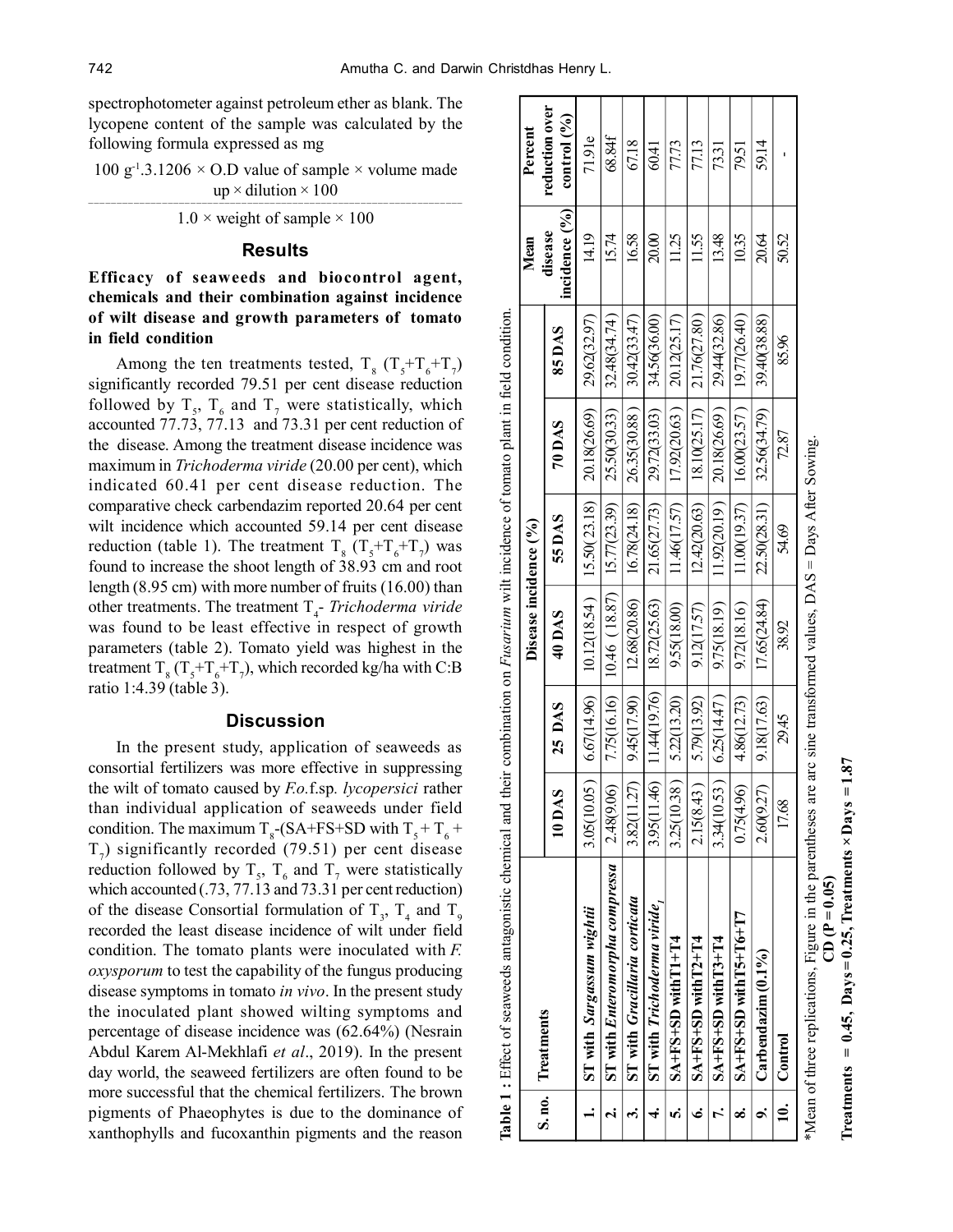spectrophotometer against petroleum ether as blank. The lycopene content of the sample was calculated by the following formula expressed as mg

$$100\ g^{-1}.3.1206 \times \frac{\text{O.D value of sample} \times \text{volume made up} \times \text{dilution} \times 100}{1.0 \times \text{weight of sample} \times 100}$$

## Results

### Efficacy of seaweeds and biocontrol agent, chemicals and their combination against incidence of wilt disease and growth parameters of tomato in field condition

Among the ten treatments tested, $T_8$ ($T_5$+$T_6$+$T_7$) significantly recorded 79.51 per cent disease reduction followed by $T_5$, $T_6$ and $T_7$ were statistically, which accounted 77.73, 77.13 and 73.31 per cent reduction of the disease. Among the treatment disease incidence was maximum in *Trichoderma viride* (20.00 per cent), which indicated 60.41 per cent disease reduction. The comparative check carbendazim reported 20.64 per cent wilt incidence which accounted 59.14 per cent disease reduction (table 1). The treatment $T_8$ ($T_5$+$T_6$+$T_7$) was found to increase the shoot length of 38.93 cm and root length (8.95 cm) with more number of fruits (16.00) than other treatments. The treatment $T_4$- *Trichoderma viride* was found to be least effective in respect of growth parameters (table 2). Tomato yield was highest in the treatment $T_8$ ($T_5$+$T_6$+$T_7$), which recorded kg/ha with C:B ratio 1:4.39 (table 3).

## Discussion

In the present study, application of seaweeds as consortial fertilizers was more effective in suppressing the wilt of tomato caused by *F.o.*f.sp. *lycopersici* rather than individual application of seaweeds under field condition. The maximum $T_8$-(SA+FS+SD with $T_5$ + $T_6$ + $T_7$) significantly recorded (79.51) per cent disease reduction followed by $T_5$, $T_6$ and $T_7$ were statistically which accounted (.73, 77.13 and 73.31 per cent reduction) of the disease Consortial formulation of $T_3$, $T_4$ and $T_9$ recorded the least disease incidence of wilt under field condition. The tomato plants were inoculated with *F. oxysporum* to test the capability of the fungus producing disease symptoms in tomato *in vivo*. In the present study the inoculated plant showed wilting symptoms and percentage of disease incidence was (62.64%) (Nesrain Abdul Karem Al-Mekhlafi *et al*., 2019). In the present day world, the seaweed fertilizers are often found to be more successful that the chemical fertilizers. The brown pigments of Phaeophytes is due to the dominance of xanthophylls and fucoxanthin pigments and the reason

**Table 1 :** Effect of seaweeds antagonistic chemical and their combination on *Fusarium* wilt incidence of tomato plant in field condition.

| S. no. | Treatments | Disease incidence (%) | | | | | | Mean disease incidence (%) | Percent reduction over control (%) |
|---|---|---|---|---|---|---|---|---|---|
| | | 10 DAS | 25 DAS | 40 DAS | 55 DAS | 70 DAS | 85 DAS | | |
| 1. | ST with *Sargassum wightii* | 3.05(10.05) | 6.67(14.96) | 10.12(18.54) | 15.50(23.18) | 20.18(26.69) | 29.62(32.97) | 14.19 | 71.91e |
| 2. | ST with *Enteromorpha compressa* | 2.48(9.06) | 7.75(16.16) | 10.46 (18.87) | 15.77(23.39) | 25.50(30.33) | 32.48(34.74) | 15.74 | 68.84f |
| 3. | ST with *Gracillaria corticata* | 3.82(11.27) | 9.45(17.90) | 12.68(20.86) | 16.78(24.18) | 26.35(30.88) | 30.42(33.47) | 16.58 | 67.18 |
| 4. | ST with *Trichoderma viride$_1$* | 3.95(11.46) | 11.44(19.76) | 18.72(25.63) | 21.65(27.73) | 29.72(33.03) | 34.56(36.00) | 20.00 | 60.41 |
| 5. | SA+FS+SD with T1+T4 | 3.25(10.38) | 5.22(13.20) | 9.55(18.00) | 11.46(17.57) | 17.92(20.63) | 20.12(25.17) | 11.25 | 77.73 |
| 6. | SA+FS+SD with T2+T4 | 2.15(8.43) | 5.79(13.92) | 9.12(17.57) | 12.42(20.63) | 18.10(25.17) | 21.76(27.80) | 11.55 | 77.13 |
| 7. | SA+FS+SD with T3+T4 | 3.34(10.53) | 6.25(14.47) | 9.75(18.19) | 11.92(20.19) | 20.18(26.69) | 29.44(32.86) | 13.48 | 73.31 |
| 8. | SA+FS+SD with T5+T6+T7 | 0.75(4.96) | 4.86(12.73) | 9.72(18.16) | 11.00(19.37) | 16.00(23.57) | 19.77(26.40) | 10.35 | 79.51 |
| 9. | Carbendazim (0.1%) | 2.60(9.27) | 9.18(17.63) | 17.65(24.84) | 22.50(28.31) | 32.56(34.79) | 39.40(38.88) | 20.64 | 59.14 |
| 10. | Control | 17.68 | 29.45 | 38.92 | 54.69 | 72.87 | 85.96 | 50.52 | - |

*Mean of three replications, Figure in the parentheses are arc sine transformed values, DAS = Days After Sowing.

**CD (P = 0.05)**

**Treatments = 0.45, Days = 0.25, Treatments × Days = 1.87**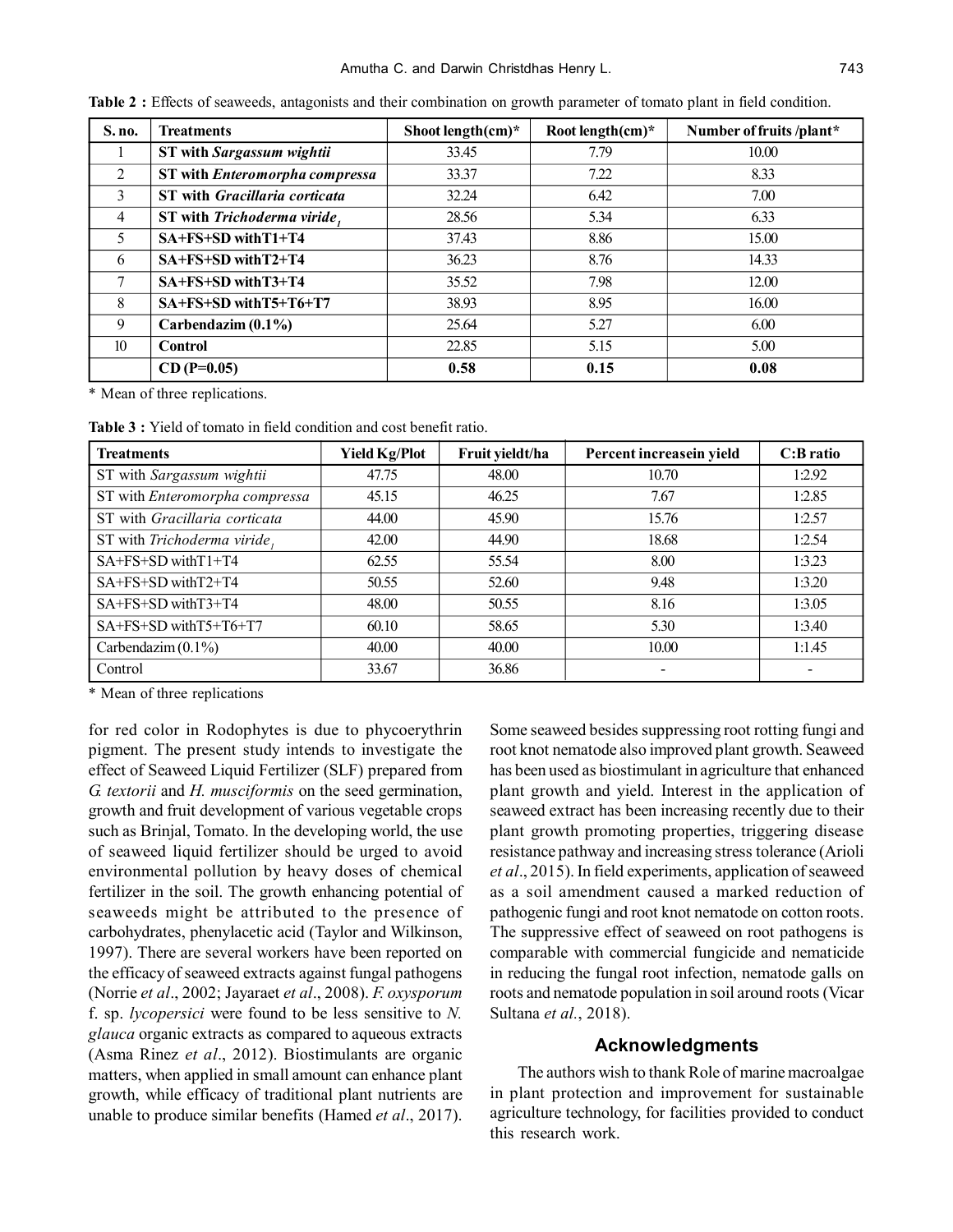**Table 2 :** Effects of seaweeds, antagonists and their combination on growth parameter of tomato plant in field condition.

| S. no. | Treatments | Shoot length(cm)* | Root length(cm)* | Number of fruits /plant* |
|---|---|---|---|---|
| 1 | **ST with *Sargassum wightii*** | 33.45 | 7.79 | 10.00 |
| 2 | **ST with *Enteromorpha compressa*** | 33.37 | 7.22 | 8.33 |
| 3 | **ST with *Gracillaria corticata*** | 32.24 | 6.42 | 7.00 |
| 4 | **ST with *Trichoderma viride*$_1$** | 28.56 | 5.34 | 6.33 |
| 5 | **SA+FS+SD withT1+T4** | 37.43 | 8.86 | 15.00 |
| 6 | **SA+FS+SD withT2+T4** | 36.23 | 8.76 | 14.33 |
| 7 | **SA+FS+SD withT3+T4** | 35.52 | 7.98 | 12.00 |
| 8 | **SA+FS+SD withT5+T6+T7** | 38.93 | 8.95 | 16.00 |
| 9 | **Carbendazim (0.1%)** | 25.64 | 5.27 | 6.00 |
| 10 | **Control** | 22.85 | 5.15 | 5.00 |
| | **CD (P=0.05)** | **0.58** | **0.15** | **0.08** |

* Mean of three replications.

**Table 3 :** Yield of tomato in field condition and cost benefit ratio.

| Treatments | Yield Kg/Plot | Fruit yieldt/ha | Percent increasein yield | C:B ratio |
|---|---|---|---|---|
| ST with *Sargassum wightii* | 47.75 | 48.00 | 10.70 | 1:2.92 |
| ST with *Enteromorpha compressa* | 45.15 | 46.25 | 7.67 | 1:2.85 |
| ST with *Gracillaria corticata* | 44.00 | 45.90 | 15.76 | 1:2.57 |
| ST with *Trichoderma viride*$_1$ | 42.00 | 44.90 | 18.68 | 1:2.54 |
| SA+FS+SD withT1+T4 | 62.55 | 55.54 | 8.00 | 1:3.23 |
| SA+FS+SD withT2+T4 | 50.55 | 52.60 | 9.48 | 1:3.20 |
| SA+FS+SD withT3+T4 | 48.00 | 50.55 | 8.16 | 1:3.05 |
| SA+FS+SD withT5+T6+T7 | 60.10 | 58.65 | 5.30 | 1:3.40 |
| Carbendazim (0.1%) | 40.00 | 40.00 | 10.00 | 1:1.45 |
| Control | 33.67 | 36.86 | - | - |

* Mean of three replications

for red color in Rodophytes is due to phycoerythrin pigment. The present study intends to investigate the effect of Seaweed Liquid Fertilizer (SLF) prepared from *G. textorii* and *H. musciformis* on the seed germination, growth and fruit development of various vegetable crops such as Brinjal, Tomato. In the developing world, the use of seaweed liquid fertilizer should be urged to avoid environmental pollution by heavy doses of chemical fertilizer in the soil. The growth enhancing potential of seaweeds might be attributed to the presence of carbohydrates, phenylacetic acid (Taylor and Wilkinson, 1997). There are several workers have been reported on the efficacy of seaweed extracts against fungal pathogens (Norrie *et al*., 2002; Jayaraet *et al*., 2008). *F. oxysporum* f. sp. *lycopersici* were found to be less sensitive to *N. glauca* organic extracts as compared to aqueous extracts (Asma Rinez *et al*., 2012). Biostimulants are organic matters, when applied in small amount can enhance plant growth, while efficacy of traditional plant nutrients are unable to produce similar benefits (Hamed *et al*., 2017). Some seaweed besides suppressing root rotting fungi and root knot nematode also improved plant growth. Seaweed has been used as biostimulant in agriculture that enhanced plant growth and yield. Interest in the application of seaweed extract has been increasing recently due to their plant growth promoting properties, triggering disease resistance pathway and increasing stress tolerance (Arioli *et al*., 2015). In field experiments, application of seaweed as a soil amendment caused a marked reduction of pathogenic fungi and root knot nematode on cotton roots. The suppressive effect of seaweed on root pathogens is comparable with commercial fungicide and nematicide in reducing the fungal root infection, nematode galls on roots and nematode population in soil around roots (Vicar Sultana *et al.*, 2018).

## Acknowledgments

The authors wish to thank Role of marine macroalgae in plant protection and improvement for sustainable agriculture technology, for facilities provided to conduct this research work.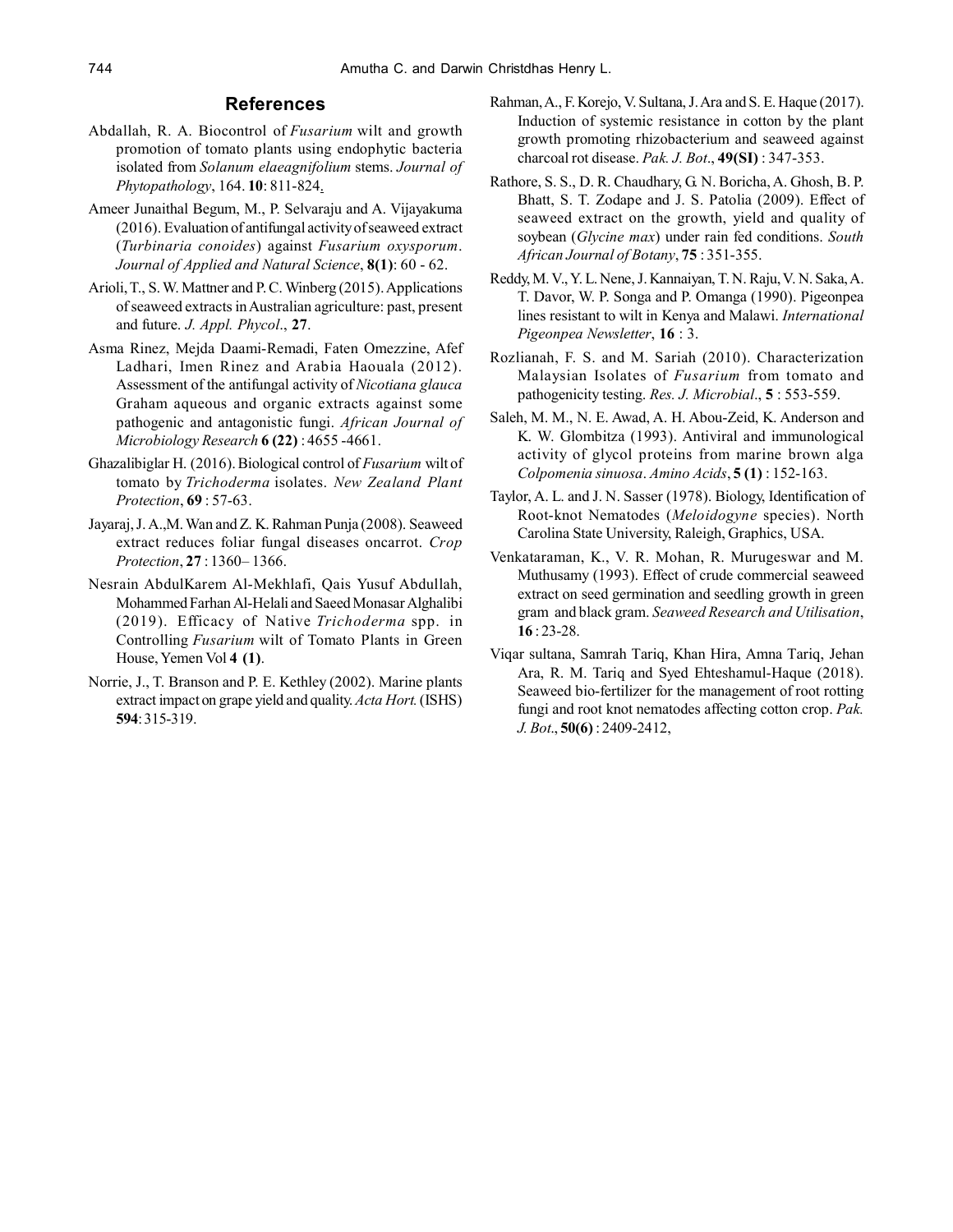## References

Abdallah, R. A. Biocontrol of *Fusarium* wilt and growth promotion of tomato plants using endophytic bacteria isolated from *Solanum elaeagnifolium* stems. *Journal of Phytopathology*, 164. **10**: 811-824.

Ameer Junaithal Begum, M., P. Selvaraju and A. Vijayakuma (2016). Evaluation of antifungal activity of seaweed extract (*Turbinaria conoides*) against *Fusarium oxysporum*. *Journal of Applied and Natural Science*, **8(1)**: 60 - 62.

Arioli, T., S. W. Mattner and P. C. Winberg (2015). Applications of seaweed extracts in Australian agriculture: past, present and future. *J. Appl. Phycol*., **27**.

Asma Rinez, Mejda Daami-Remadi, Faten Omezzine, Afef Ladhari, Imen Rinez and Arabia Haouala (2012). Assessment of the antifungal activity of *Nicotiana glauca* Graham aqueous and organic extracts against some pathogenic and antagonistic fungi. *African Journal of Microbiology Research* **6 (22)** : 4655 -4661.

Ghazalibiglar H. (2016). Biological control of *Fusarium* wilt of tomato by *Trichoderma* isolates. *New Zealand Plant Protection*, **69** : 57-63.

Jayaraj, J. A.,M. Wan and Z. K. Rahman Punja (2008). Seaweed extract reduces foliar fungal diseases oncarrot. *Crop Protection*, **27** : 1360– 1366.

Nesrain AbdulKarem Al-Mekhlafi, Qais Yusuf Abdullah, Mohammed Farhan Al-Helali and Saeed Monasar Alghalibi (2019). Efficacy of Native *Trichoderma* spp. in Controlling *Fusarium* wilt of Tomato Plants in Green House, Yemen Vol **4 (1)**.

Norrie, J., T. Branson and P. E. Kethley (2002). Marine plants extract impact on grape yield and quality. *Acta Hort.* (ISHS) **594**: 315-319.

Rahman, A., F. Korejo, V. Sultana, J. Ara and S. E. Haque (2017). Induction of systemic resistance in cotton by the plant growth promoting rhizobacterium and seaweed against charcoal rot disease. *Pak. J. Bot*., **49(SI)** : 347-353.

Rathore, S. S., D. R. Chaudhary, G. N. Boricha, A. Ghosh, B. P. Bhatt, S. T. Zodape and J. S. Patolia (2009). Effect of seaweed extract on the growth, yield and quality of soybean (*Glycine max*) under rain fed conditions. *South African Journal of Botany*, **75** : 351-355.

Reddy, M. V., Y. L. Nene, J. Kannaiyan, T. N. Raju, V. N. Saka, A. T. Davor, W. P. Songa and P. Omanga (1990). Pigeonpea lines resistant to wilt in Kenya and Malawi. *International Pigeonpea Newsletter*, **16** : 3.

Rozlianah, F. S. and M. Sariah (2010). Characterization Malaysian Isolates of *Fusarium* from tomato and pathogenicity testing. *Res. J. Microbial*., **5** : 553-559.

Saleh, M. M., N. E. Awad, A. H. Abou-Zeid, K. Anderson and K. W. Glombitza (1993). Antiviral and immunological activity of glycol proteins from marine brown alga *Colpomenia sinuosa*. *Amino Acids*, **5 (1)** : 152-163.

Taylor, A. L. and J. N. Sasser (1978). Biology, Identification of Root-knot Nematodes (*Meloidogyne* species). North Carolina State University, Raleigh, Graphics, USA.

Venkataraman, K., V. R. Mohan, R. Murugeswar and M. Muthusamy (1993). Effect of crude commercial seaweed extract on seed germination and seedling growth in green gram and black gram. *Seaweed Research and Utilisation*, **16** : 23-28.

Viqar sultana, Samrah Tariq, Khan Hira, Amna Tariq, Jehan Ara, R. M. Tariq and Syed Ehteshamul-Haque (2018). Seaweed bio-fertilizer for the management of root rotting fungi and root knot nematodes affecting cotton crop. *Pak. J. Bot*., **50(6)** : 2409-2412,